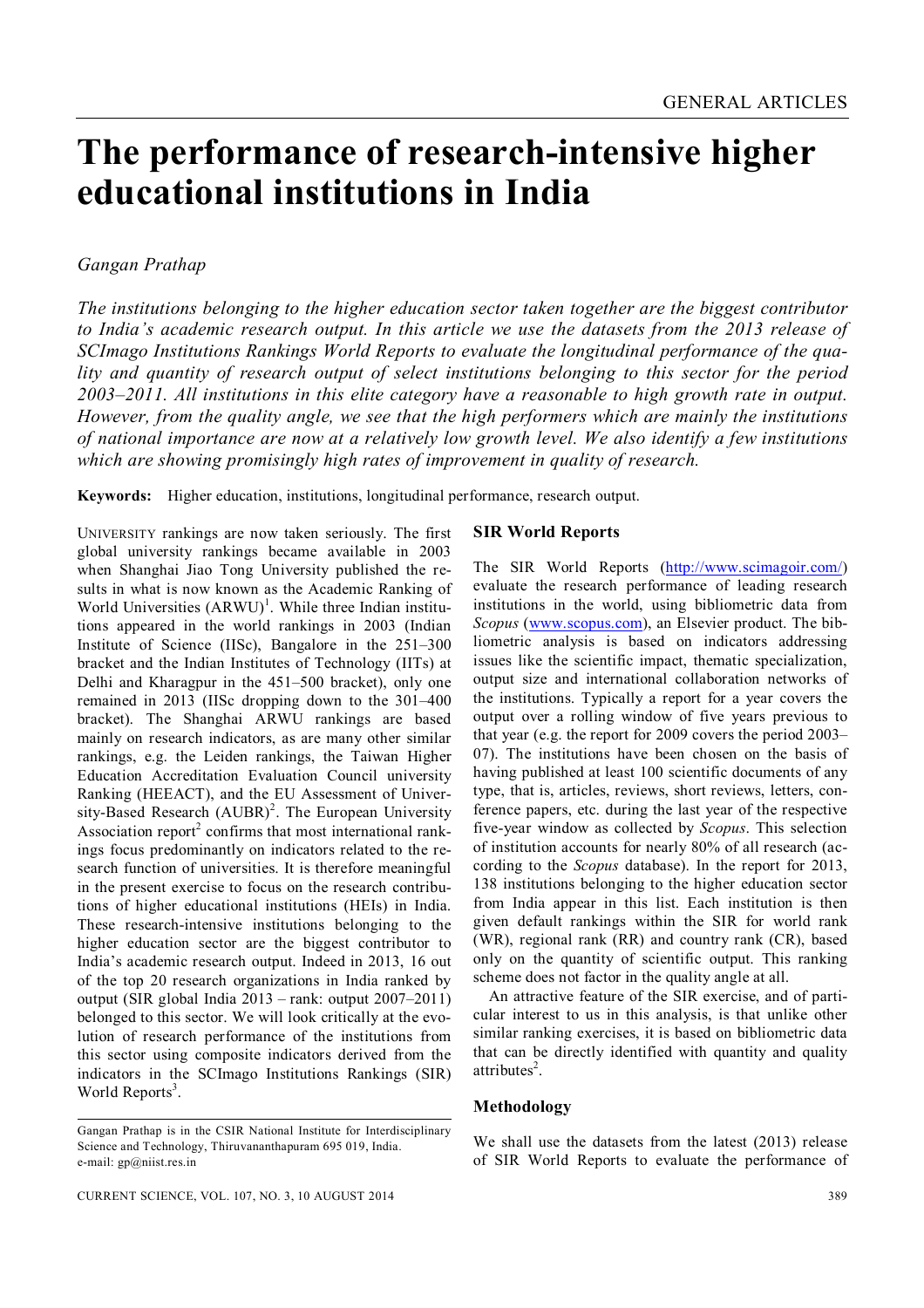# The performance of research-intensive higher educational institutions in India

*Gangan Prathap*

*The institutions belonging to the higher education sector taken together are the biggest contributor to India's academic research output. In this article we use the datasets from the 2013 release of SCImago Institutions Rankings World Reports to evaluate the longitudinal performance of the quality and quantity of research output of select institutions belonging to this sector for the period 2003–2011. All institutions in this elite category have a reasonable to high growth rate in output. However, from the quality angle, we see that the high performers which are mainly the institutions of national importance are now at a relatively low growth level. We also identify a few institutions which are showing promisingly high rates of improvement in quality of research.*

**Keywords:** Higher education, institutions, longitudinal performance, research output.

UNIVERSITY rankings are now taken seriously. The first global university rankings became available in 2003 when Shanghai Jiao Tong University published the results in what is now known as the Academic Ranking of World Universities (ARWU)[1]. While three Indian institutions appeared in the world rankings in 2003 (Indian Institute of Science (IISc), Bangalore in the 251–300 bracket and the Indian Institutes of Technology (IITs) at Delhi and Kharagpur in the 451–500 bracket), only one remained in 2013 (IISc dropping down to the 301–400 bracket). The Shanghai ARWU rankings are based mainly on research indicators, as are many other similar rankings, e.g. the Leiden rankings, the Taiwan Higher Education Accreditation Evaluation Council university Ranking (HEEACT), and the EU Assessment of University-Based Research (AUBR)[2]. The European University Association report[2] confirms that most international rankings focus predominantly on indicators related to the research function of universities. It is therefore meaningful in the present exercise to focus on the research contributions of higher educational institutions (HEIs) in India. These research-intensive institutions belonging to the higher education sector are the biggest contributor to India's academic research output. Indeed in 2013, 16 out of the top 20 research organizations in India ranked by output (SIR global India 2013 – rank: output 2007–2011) belonged to this sector. We will look critically at the evolution of research performance of the institutions from this sector using composite indicators derived from the indicators in the SCImago Institutions Rankings (SIR) World Reports[3].

## SIR World Reports

The SIR World Reports (http://www.scimagoir.com/) evaluate the research performance of leading research institutions in the world, using bibliometric data from *Scopus* (www.scopus.com), an Elsevier product. The bibliometric analysis is based on indicators addressing issues like the scientific impact, thematic specialization, output size and international collaboration networks of the institutions. Typically a report for a year covers the output over a rolling window of five years previous to that year (e.g. the report for 2009 covers the period 2003–07). The institutions have been chosen on the basis of having published at least 100 scientific documents of any type, that is, articles, reviews, short reviews, letters, conference papers, etc. during the last year of the respective five-year window as collected by *Scopus*. This selection of institution accounts for nearly 80% of all research (according to the *Scopus* database). In the report for 2013, 138 institutions belonging to the higher education sector from India appear in this list. Each institution is then given default rankings within the SIR for world rank (WR), regional rank (RR) and country rank (CR), based only on the quantity of scientific output. This ranking scheme does not factor in the quality angle at all.

An attractive feature of the SIR exercise, and of particular interest to us in this analysis, is that unlike other similar ranking exercises, it is based on bibliometric data that can be directly identified with quantity and quality attributes[2].

## Methodology

We shall use the datasets from the latest (2013) release of SIR World Reports to evaluate the performance of

Gangan Prathap is in the CSIR National Institute for Interdisciplinary Science and Technology, Thiruvananthapuram 695 019, India. e-mail: gp@niist.res.in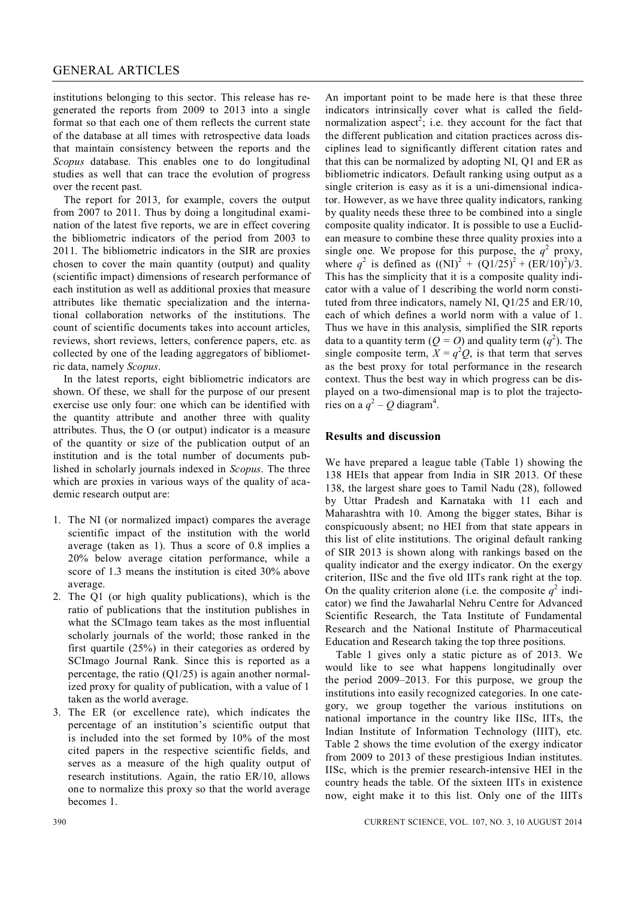institutions belonging to this sector. This release has regenerated the reports from 2009 to 2013 into a single format so that each one of them reflects the current state of the database at all times with retrospective data loads that maintain consistency between the reports and the *Scopus* database. This enables one to do longitudinal studies as well that can trace the evolution of progress over the recent past.

The report for 2013, for example, covers the output from 2007 to 2011. Thus by doing a longitudinal examination of the latest five reports, we are in effect covering the bibliometric indicators of the period from 2003 to 2011. The bibliometric indicators in the SIR are proxies chosen to cover the main quantity (output) and quality (scientific impact) dimensions of research performance of each institution as well as additional proxies that measure attributes like thematic specialization and the international collaboration networks of the institutions. The count of scientific documents takes into account articles, reviews, short reviews, letters, conference papers, etc. as collected by one of the leading aggregators of bibliometric data, namely *Scopus*.

In the latest reports, eight bibliometric indicators are shown. Of these, we shall for the purpose of our present exercise use only four: one which can be identified with the quantity attribute and another three with quality attributes. Thus, the O (or output) indicator is a measure of the quantity or size of the publication output of an institution and is the total number of documents published in scholarly journals indexed in *Scopus*. The three which are proxies in various ways of the quality of academic research output are:

1. The NI (or normalized impact) compares the average scientific impact of the institution with the world average (taken as 1). Thus a score of 0.8 implies a 20% below average citation performance, while a score of 1.3 means the institution is cited 30% above average.
2. The Q1 (or high quality publications), which is the ratio of publications that the institution publishes in what the SCImago team takes as the most influential scholarly journals of the world; those ranked in the first quartile (25%) in their categories as ordered by SCImago Journal Rank. Since this is reported as a percentage, the ratio (Q1/25) is again another normalized proxy for quality of publication, with a value of 1 taken as the world average.
3. The ER (or excellence rate), which indicates the percentage of an institution's scientific output that is included into the set formed by 10% of the most cited papers in the respective scientific fields, and serves as a measure of the high quality output of research institutions. Again, the ratio ER/10, allows one to normalize this proxy so that the world average becomes 1.

An important point to be made here is that these three indicators intrinsically cover what is called the field-normalization aspect[2]; i.e. they account for the fact that the different publication and citation practices across disciplines lead to significantly different citation rates and that this can be normalized by adopting NI, Q1 and ER as bibliometric indicators. Default ranking using output as a single criterion is easy as it is a uni-dimensional indicator. However, as we have three quality indicators, ranking by quality needs these three to be combined into a single composite quality indicator. It is possible to use a Euclidean measure to combine these three quality proxies into a single one. We propose for this purpose, the $q^2$ proxy, where $q^2$ is defined as $((\mathrm{NI})^2 + (\mathrm{Q1}/25)^2 + (\mathrm{ER}/10)^2)/3$. This has the simplicity that it is a composite quality indicator with a value of 1 describing the world norm constituted from three indicators, namely NI, Q1/25 and ER/10, each of which defines a world norm with a value of 1. Thus we have in this analysis, simplified the SIR reports data to a quantity term ($Q = O$) and quality term ($q^2$). The single composite term, $X = q^2Q$, is that term that serves as the best proxy for total performance in the research context. Thus the best way in which progress can be displayed on a two-dimensional map is to plot the trajectories on a $q^2 - Q$ diagram[4].

## Results and discussion

We have prepared a league table (Table 1) showing the 138 HEIs that appear from India in SIR 2013. Of these 138, the largest share goes to Tamil Nadu (28), followed by Uttar Pradesh and Karnataka with 11 each and Maharashtra with 10. Among the bigger states, Bihar is conspicuously absent; no HEI from that state appears in this list of elite institutions. The original default ranking of SIR 2013 is shown along with rankings based on the quality indicator and the exergy indicator. On the exergy criterion, IISc and the five old IITs rank right at the top. On the quality criterion alone (i.e. the composite $q^2$ indicator) we find the Jawaharlal Nehru Centre for Advanced Scientific Research, the Tata Institute of Fundamental Research and the National Institute of Pharmaceutical Education and Research taking the top three positions.

Table 1 gives only a static picture as of 2013. We would like to see what happens longitudinally over the period 2009–2013. For this purpose, we group the institutions into easily recognized categories. In one category, we group together the various institutions on national importance in the country like IISc, IITs, the Indian Institute of Information Technology (IIIT), etc. Table 2 shows the time evolution of the exergy indicator from 2009 to 2013 of these prestigious Indian institutes. IISc, which is the premier research-intensive HEI in the country heads the table. Of the sixteen IITs in existence now, eight make it to this list. Only one of the IIITs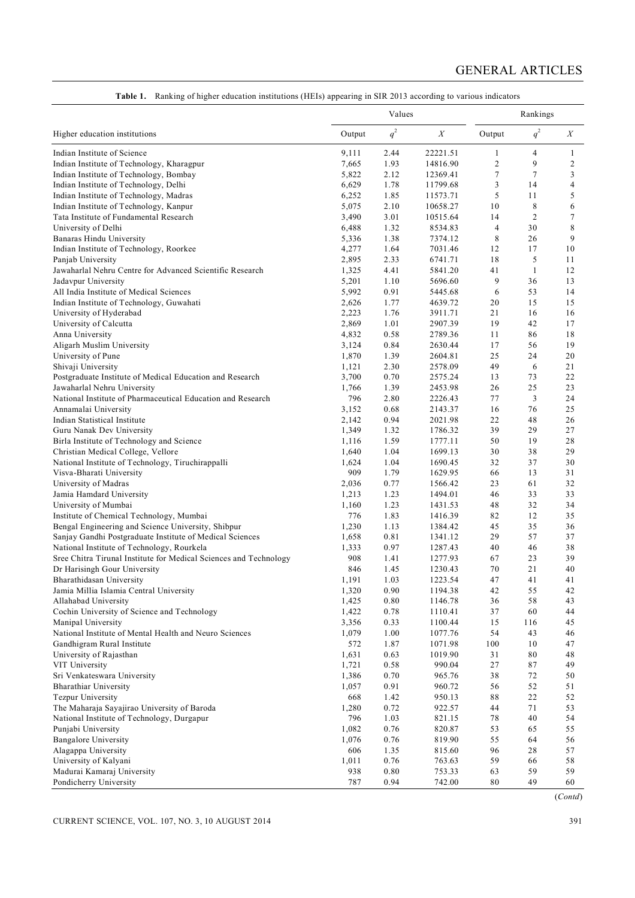**Table 1.** Ranking of higher education institutions (HEIs) appearing in SIR 2013 according to various indicators

| Higher education institutions | Values | | | Rankings | | |
|---|---|---|---|---|---|---|
| | Output | $q^2$ | $X$ | Output | $q^2$ | $X$ |
| Indian Institute of Science | 9,111 | 2.44 | 22221.51 | 1 | 4 | 1 |
| Indian Institute of Technology, Kharagpur | 7,665 | 1.93 | 14816.90 | 2 | 9 | 2 |
| Indian Institute of Technology, Bombay | 5,822 | 2.12 | 12369.41 | 7 | 7 | 3 |
| Indian Institute of Technology, Delhi | 6,629 | 1.78 | 11799.68 | 3 | 14 | 4 |
| Indian Institute of Technology, Madras | 6,252 | 1.85 | 11573.71 | 5 | 11 | 5 |
| Indian Institute of Technology, Kanpur | 5,075 | 2.10 | 10658.27 | 10 | 8 | 6 |
| Tata Institute of Fundamental Research | 3,490 | 3.01 | 10515.64 | 14 | 2 | 7 |
| University of Delhi | 6,488 | 1.32 | 8534.83 | 4 | 30 | 8 |
| Banaras Hindu University | 5,336 | 1.38 | 7374.12 | 8 | 26 | 9 |
| Indian Institute of Technology, Roorkee | 4,277 | 1.64 | 7031.46 | 12 | 17 | 10 |
| Panjab University | 2,895 | 2.33 | 6741.71 | 18 | 5 | 11 |
| Jawaharlal Nehru Centre for Advanced Scientific Research | 1,325 | 4.41 | 5841.20 | 41 | 1 | 12 |
| Jadavpur University | 5,201 | 1.10 | 5696.60 | 9 | 36 | 13 |
| All India Institute of Medical Sciences | 5,992 | 0.91 | 5445.68 | 6 | 53 | 14 |
| Indian Institute of Technology, Guwahati | 2,626 | 1.77 | 4639.72 | 20 | 15 | 15 |
| University of Hyderabad | 2,223 | 1.76 | 3911.71 | 21 | 16 | 16 |
| University of Calcutta | 2,869 | 1.01 | 2907.39 | 19 | 42 | 17 |
| Anna University | 4,832 | 0.58 | 2789.36 | 11 | 86 | 18 |
| Aligarh Muslim University | 3,124 | 0.84 | 2630.44 | 17 | 56 | 19 |
| University of Pune | 1,870 | 1.39 | 2604.81 | 25 | 24 | 20 |
| Shivaji University | 1,121 | 2.30 | 2578.09 | 49 | 6 | 21 |
| Postgraduate Institute of Medical Education and Research | 3,700 | 0.70 | 2575.24 | 13 | 73 | 22 |
| Jawaharlal Nehru University | 1,766 | 1.39 | 2453.98 | 26 | 25 | 23 |
| National Institute of Pharmaceutical Education and Research | 796 | 2.80 | 2226.43 | 77 | 3 | 24 |
| Annamalai University | 3,152 | 0.68 | 2143.37 | 16 | 76 | 25 |
| Indian Statistical Institute | 2,142 | 0.94 | 2021.98 | 22 | 48 | 26 |
| Guru Nanak Dev University | 1,349 | 1.32 | 1786.32 | 39 | 29 | 27 |
| Birla Institute of Technology and Science | 1,116 | 1.59 | 1777.11 | 50 | 19 | 28 |
| Christian Medical College, Vellore | 1,640 | 1.04 | 1699.13 | 30 | 38 | 29 |
| National Institute of Technology, Tiruchirappalli | 1,624 | 1.04 | 1690.45 | 32 | 37 | 30 |
| Visva-Bharati University | 909 | 1.79 | 1629.95 | 66 | 13 | 31 |
| University of Madras | 2,036 | 0.77 | 1566.42 | 23 | 61 | 32 |
| Jamia Hamdard University | 1,213 | 1.23 | 1494.01 | 46 | 33 | 33 |
| University of Mumbai | 1,160 | 1.23 | 1431.53 | 48 | 32 | 34 |
| Institute of Chemical Technology, Mumbai | 776 | 1.83 | 1416.39 | 82 | 12 | 35 |
| Bengal Engineering and Science University, Shibpur | 1,230 | 1.13 | 1384.42 | 45 | 35 | 36 |
| Sanjay Gandhi Postgraduate Institute of Medical Sciences | 1,658 | 0.81 | 1341.12 | 29 | 57 | 37 |
| National Institute of Technology, Rourkela | 1,333 | 0.97 | 1287.43 | 40 | 46 | 38 |
| Sree Chitra Tirunal Institute for Medical Sciences and Technology | 908 | 1.41 | 1277.93 | 67 | 23 | 39 |
| Dr Harisingh Gour University | 846 | 1.45 | 1230.43 | 70 | 21 | 40 |
| Bharathidasan University | 1,191 | 1.03 | 1223.54 | 47 | 41 | 41 |
| Jamia Millia Islamia Central University | 1,320 | 0.90 | 1194.38 | 42 | 55 | 42 |
| Allahabad University | 1,425 | 0.80 | 1146.78 | 36 | 58 | 43 |
| Cochin University of Science and Technology | 1,422 | 0.78 | 1110.41 | 37 | 60 | 44 |
| Manipal University | 3,356 | 0.33 | 1100.44 | 15 | 116 | 45 |
| National Institute of Mental Health and Neuro Sciences | 1,079 | 1.00 | 1077.76 | 54 | 43 | 46 |
| Gandhigram Rural Institute | 572 | 1.87 | 1071.98 | 100 | 10 | 47 |
| University of Rajasthan | 1,631 | 0.63 | 1019.90 | 31 | 80 | 48 |
| VIT University | 1,721 | 0.58 | 990.04 | 27 | 87 | 49 |
| Sri Venkateswara University | 1,386 | 0.70 | 965.76 | 38 | 72 | 50 |
| Bharathiar University | 1,057 | 0.91 | 960.72 | 56 | 52 | 51 |
| Tezpur University | 668 | 1.42 | 950.13 | 88 | 22 | 52 |
| The Maharaja Sayajirao University of Baroda | 1,280 | 0.72 | 922.57 | 44 | 71 | 53 |
| National Institute of Technology, Durgapur | 796 | 1.03 | 821.15 | 78 | 40 | 54 |
| Punjabi University | 1,082 | 0.76 | 820.87 | 53 | 65 | 55 |
| Bangalore University | 1,076 | 0.76 | 819.90 | 55 | 64 | 56 |
| Alagappa University | 606 | 1.35 | 815.60 | 96 | 28 | 57 |
| University of Kalyani | 1,011 | 0.76 | 763.63 | 59 | 66 | 58 |
| Madurai Kamaraj University | 938 | 0.80 | 753.33 | 63 | 59 | 59 |
| Pondicherry University | 787 | 0.94 | 742.00 | 80 | 49 | 60 |

(*Contd*)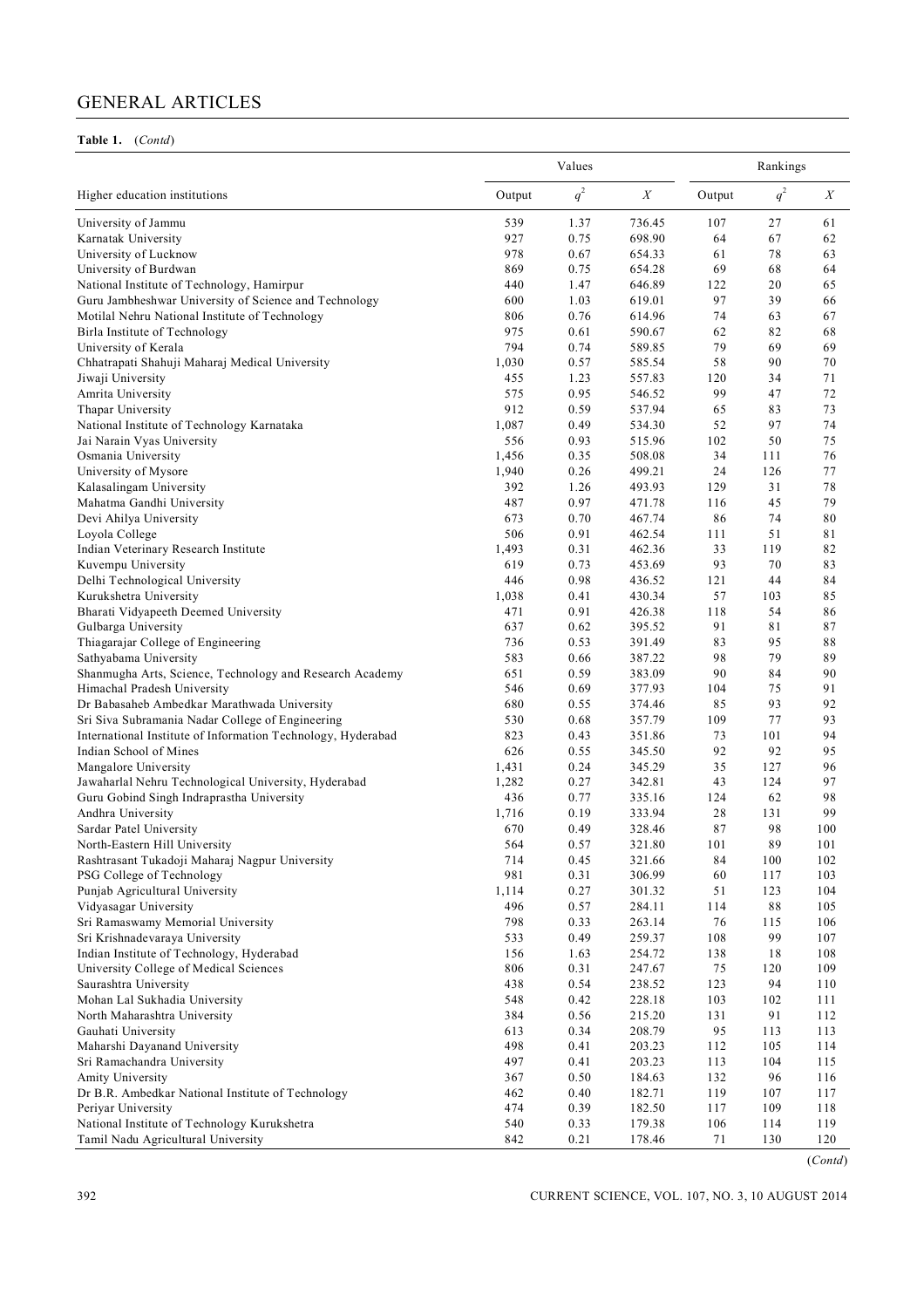**Table 1.** (*Contd*)

| Higher education institutions | Values | | | Rankings | | |
|---|---|---|---|---|---|---|
| | Output | $q^2$ | $X$ | Output | $q^2$ | $X$ |
| University of Jammu | 539 | 1.37 | 736.45 | 107 | 27 | 61 |
| Karnatak University | 927 | 0.75 | 698.90 | 64 | 67 | 62 |
| University of Lucknow | 978 | 0.67 | 654.33 | 61 | 78 | 63 |
| University of Burdwan | 869 | 0.75 | 654.28 | 69 | 68 | 64 |
| National Institute of Technology, Hamirpur | 440 | 1.47 | 646.89 | 122 | 20 | 65 |
| Guru Jambheshwar University of Science and Technology | 600 | 1.03 | 619.01 | 97 | 39 | 66 |
| Motilal Nehru National Institute of Technology | 806 | 0.76 | 614.96 | 74 | 63 | 67 |
| Birla Institute of Technology | 975 | 0.61 | 590.67 | 62 | 82 | 68 |
| University of Kerala | 794 | 0.74 | 589.85 | 79 | 69 | 69 |
| Chhatrapati Shahuji Maharaj Medical University | 1,030 | 0.57 | 585.54 | 58 | 90 | 70 |
| Jiwaji University | 455 | 1.23 | 557.83 | 120 | 34 | 71 |
| Amrita University | 575 | 0.95 | 546.52 | 99 | 47 | 72 |
| Thapar University | 912 | 0.59 | 537.94 | 65 | 83 | 73 |
| National Institute of Technology Karnataka | 1,087 | 0.49 | 534.30 | 52 | 97 | 74 |
| Jai Narain Vyas University | 556 | 0.93 | 515.96 | 102 | 50 | 75 |
| Osmania University | 1,456 | 0.35 | 508.08 | 34 | 111 | 76 |
| University of Mysore | 1,940 | 0.26 | 499.21 | 24 | 126 | 77 |
| Kalasalingam University | 392 | 1.26 | 493.93 | 129 | 31 | 78 |
| Mahatma Gandhi University | 487 | 0.97 | 471.78 | 116 | 45 | 79 |
| Devi Ahilya University | 673 | 0.70 | 467.74 | 86 | 74 | 80 |
| Loyola College | 506 | 0.91 | 462.54 | 111 | 51 | 81 |
| Indian Veterinary Research Institute | 1,493 | 0.31 | 462.36 | 33 | 119 | 82 |
| Kuvempu University | 619 | 0.73 | 453.69 | 93 | 70 | 83 |
| Delhi Technological University | 446 | 0.98 | 436.52 | 121 | 44 | 84 |
| Kurukshetra University | 1,038 | 0.41 | 430.34 | 57 | 103 | 85 |
| Bharati Vidyapeeth Deemed University | 471 | 0.91 | 426.38 | 118 | 54 | 86 |
| Gulbarga University | 637 | 0.62 | 395.52 | 91 | 81 | 87 |
| Thiagarajar College of Engineering | 736 | 0.53 | 391.49 | 83 | 95 | 88 |
| Sathyabama University | 583 | 0.66 | 387.22 | 98 | 79 | 89 |
| Shanmugha Arts, Science, Technology and Research Academy | 651 | 0.59 | 383.09 | 90 | 84 | 90 |
| Himachal Pradesh University | 546 | 0.69 | 377.93 | 104 | 75 | 91 |
| Dr Babasaheb Ambedkar Marathwada University | 680 | 0.55 | 374.46 | 85 | 93 | 92 |
| Sri Siva Subramania Nadar College of Engineering | 530 | 0.68 | 357.79 | 109 | 77 | 93 |
| International Institute of Information Technology, Hyderabad | 823 | 0.43 | 351.86 | 73 | 101 | 94 |
| Indian School of Mines | 626 | 0.55 | 345.50 | 92 | 92 | 95 |
| Mangalore University | 1,431 | 0.24 | 345.29 | 35 | 127 | 96 |
| Jawaharlal Nehru Technological University, Hyderabad | 1,282 | 0.27 | 342.81 | 43 | 124 | 97 |
| Guru Gobind Singh Indraprastha University | 436 | 0.77 | 335.16 | 124 | 62 | 98 |
| Andhra University | 1,716 | 0.19 | 333.94 | 28 | 131 | 99 |
| Sardar Patel University | 670 | 0.49 | 328.46 | 87 | 98 | 100 |
| North-Eastern Hill University | 564 | 0.57 | 321.80 | 101 | 89 | 101 |
| Rashtrasant Tukadoji Maharaj Nagpur University | 714 | 0.45 | 321.66 | 84 | 100 | 102 |
| PSG College of Technology | 981 | 0.31 | 306.99 | 60 | 117 | 103 |
| Punjab Agricultural University | 1,114 | 0.27 | 301.32 | 51 | 123 | 104 |
| Vidyasagar University | 496 | 0.57 | 284.11 | 114 | 88 | 105 |
| Sri Ramaswamy Memorial University | 798 | 0.33 | 263.14 | 76 | 115 | 106 |
| Sri Krishnadevaraya University | 533 | 0.49 | 259.37 | 108 | 99 | 107 |
| Indian Institute of Technology, Hyderabad | 156 | 1.63 | 254.72 | 138 | 18 | 108 |
| University College of Medical Sciences | 806 | 0.31 | 247.67 | 75 | 120 | 109 |
| Saurashtra University | 438 | 0.54 | 238.52 | 123 | 94 | 110 |
| Mohan Lal Sukhadia University | 548 | 0.42 | 228.18 | 103 | 102 | 111 |
| North Maharashtra University | 384 | 0.56 | 215.20 | 131 | 91 | 112 |
| Gauhati University | 613 | 0.34 | 208.79 | 95 | 113 | 113 |
| Maharshi Dayanand University | 498 | 0.41 | 203.23 | 112 | 105 | 114 |
| Sri Ramachandra University | 497 | 0.41 | 203.23 | 113 | 104 | 115 |
| Amity University | 367 | 0.50 | 184.63 | 132 | 96 | 116 |
| Dr B.R. Ambedkar National Institute of Technology | 462 | 0.40 | 182.71 | 119 | 107 | 117 |
| Periyar University | 474 | 0.39 | 182.50 | 117 | 109 | 118 |
| National Institute of Technology Kurukshetra | 540 | 0.33 | 179.38 | 106 | 114 | 119 |
| Tamil Nadu Agricultural University | 842 | 0.21 | 178.46 | 71 | 130 | 120 |

(*Contd*)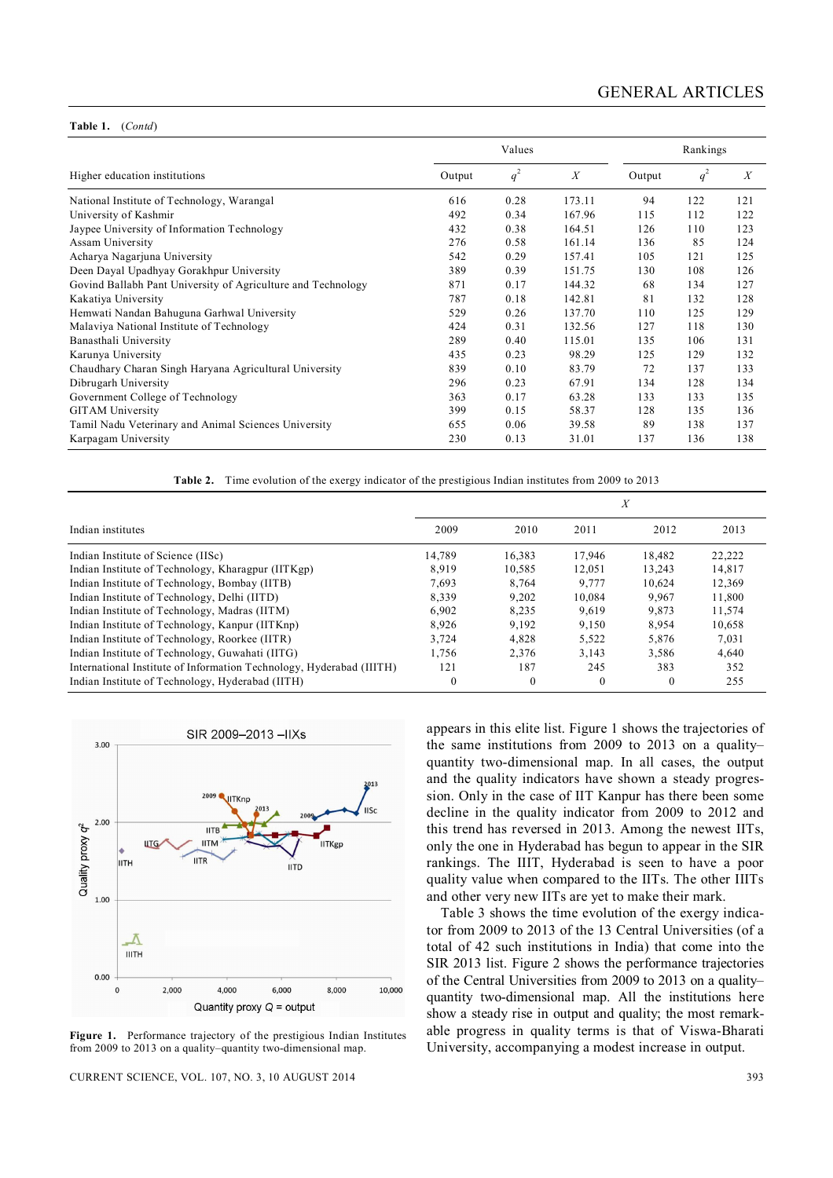**Table 1.** (*Contd*)

| Higher education institutions | Values | | | Rankings | | |
|---|---|---|---|---|---|---|
| | Output | $q^2$ | $X$ | Output | $q^2$ | $X$ |
| National Institute of Technology, Warangal | 616 | 0.28 | 173.11 | 94 | 122 | 121 |
| University of Kashmir | 492 | 0.34 | 167.96 | 115 | 112 | 122 |
| Jaypee University of Information Technology | 432 | 0.38 | 164.51 | 126 | 110 | 123 |
| Assam University | 276 | 0.58 | 161.14 | 136 | 85 | 124 |
| Acharya Nagarjuna University | 542 | 0.29 | 157.41 | 105 | 121 | 125 |
| Deen Dayal Upadhyay Gorakhpur University | 389 | 0.39 | 151.75 | 130 | 108 | 126 |
| Govind Ballabh Pant University of Agriculture and Technology | 871 | 0.17 | 144.32 | 68 | 134 | 127 |
| Kakatiya University | 787 | 0.18 | 142.81 | 81 | 132 | 128 |
| Hemwati Nandan Bahuguna Garhwal University | 529 | 0.26 | 137.70 | 110 | 125 | 129 |
| Malaviya National Institute of Technology | 424 | 0.31 | 132.56 | 127 | 118 | 130 |
| Banasthali University | 289 | 0.40 | 115.01 | 135 | 106 | 131 |
| Karunya University | 435 | 0.23 | 98.29 | 125 | 129 | 132 |
| Chaudhary Charan Singh Haryana Agricultural University | 839 | 0.10 | 83.79 | 72 | 137 | 133 |
| Dibrugarh University | 296 | 0.23 | 67.91 | 134 | 128 | 134 |
| Government College of Technology | 363 | 0.17 | 63.28 | 133 | 133 | 135 |
| GITAM University | 399 | 0.15 | 58.37 | 128 | 135 | 136 |
| Tamil Nadu Veterinary and Animal Sciences University | 655 | 0.06 | 39.58 | 89 | 138 | 137 |
| Karpagam University | 230 | 0.13 | 31.01 | 137 | 136 | 138 |

**Table 2.** Time evolution of the exergy indicator of the prestigious Indian institutes from 2009 to 2013

| Indian institutes | $X$ | | | | |
|---|---|---|---|---|---|
| | 2009 | 2010 | 2011 | 2012 | 2013 |
| Indian Institute of Science (IISc) | 14,789 | 16,383 | 17,946 | 18,482 | 22,222 |
| Indian Institute of Technology, Kharagpur (IITKgp) | 8,919 | 10,585 | 12,051 | 13,243 | 14,817 |
| Indian Institute of Technology, Bombay (IITB) | 7,693 | 8,764 | 9,777 | 10,624 | 12,369 |
| Indian Institute of Technology, Delhi (IITD) | 8,339 | 9,202 | 10,084 | 9,967 | 11,800 |
| Indian Institute of Technology, Madras (IITM) | 6,902 | 8,235 | 9,619 | 9,873 | 11,574 |
| Indian Institute of Technology, Kanpur (IITKnp) | 8,926 | 9,192 | 9,150 | 8,954 | 10,658 |
| Indian Institute of Technology, Roorkee (IITR) | 3,724 | 4,828 | 5,522 | 5,876 | 7,031 |
| Indian Institute of Technology, Guwahati (IITG) | 1,756 | 2,376 | 3,143 | 3,586 | 4,640 |
| International Institute of Information Technology, Hyderabad (IIITH) | 121 | 187 | 245 | 383 | 352 |
| Indian Institute of Technology, Hyderabad (IITH) | 0 | 0 | 0 | 0 | 255 |

**Figure 1.** Performance trajectory of the prestigious Indian Institutes from 2009 to 2013 on a quality–quantity two-dimensional map.

appears in this elite list. Figure 1 shows the trajectories of the same institutions from 2009 to 2013 on a quality–quantity two-dimensional map. In all cases, the output and the quality indicators have shown a steady progression. Only in the case of IIT Kanpur has there been some decline in the quality indicator from 2009 to 2012 and this trend has reversed in 2013. Among the newest IITs, only the one in Hyderabad has begun to appear in the SIR rankings. The IIIT, Hyderabad is seen to have a poor quality value when compared to the IITs. The other IIITs and other very new IITs are yet to make their mark.

Table 3 shows the time evolution of the exergy indicator from 2009 to 2013 of the 13 Central Universities (of a total of 42 such institutions in India) that come into the SIR 2013 list. Figure 2 shows the performance trajectories of the Central Universities from 2009 to 2013 on a quality–quantity two-dimensional map. All the institutions here show a steady rise in output and quality; the most remarkable progress in quality terms is that of Viswa-Bharati University, accompanying a modest increase in output.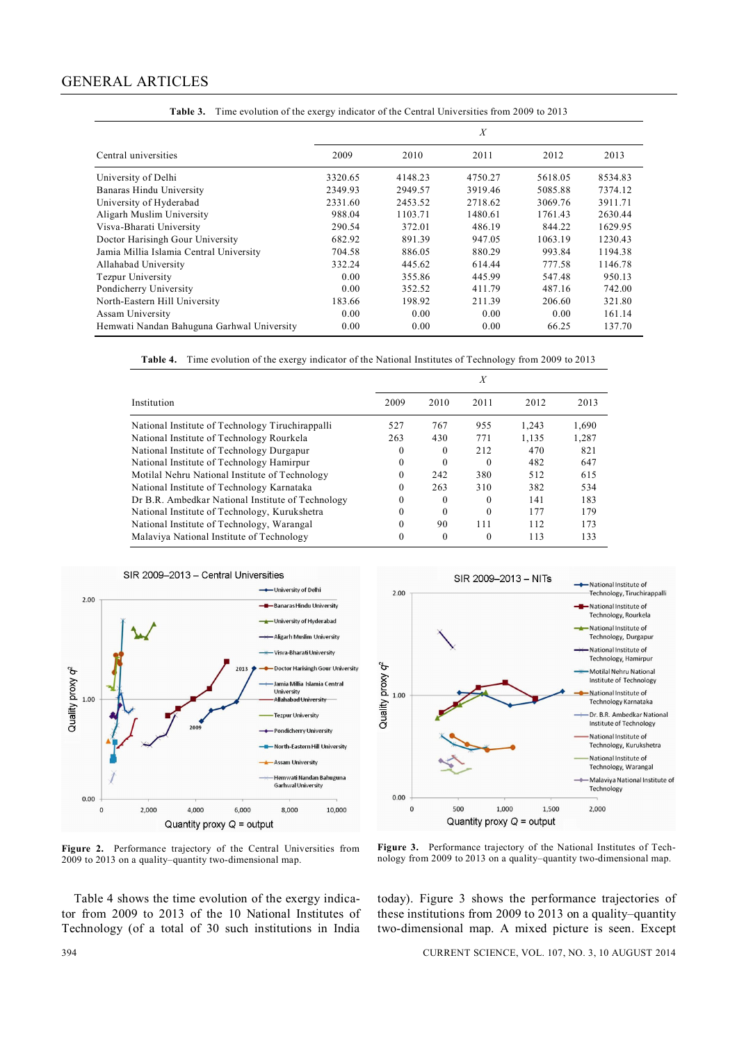**Table 3.** Time evolution of the exergy indicator of the Central Universities from 2009 to 2013

| Central universities | $X$ | | | | |
|---|---|---|---|---|---|
| | 2009 | 2010 | 2011 | 2012 | 2013 |
| University of Delhi | 3320.65 | 4148.23 | 4750.27 | 5618.05 | 8534.83 |
| Banaras Hindu University | 2349.93 | 2949.57 | 3919.46 | 5085.88 | 7374.12 |
| University of Hyderabad | 2331.60 | 2453.52 | 2718.62 | 3069.76 | 3911.71 |
| Aligarh Muslim University | 988.04 | 1103.71 | 1480.61 | 1761.43 | 2630.44 |
| Visva-Bharati University | 290.54 | 372.01 | 486.19 | 844.22 | 1629.95 |
| Doctor Harisingh Gour University | 682.92 | 891.39 | 947.05 | 1063.19 | 1230.43 |
| Jamia Millia Islamia Central University | 704.58 | 886.05 | 880.29 | 993.84 | 1194.38 |
| Allahabad University | 332.24 | 445.62 | 614.44 | 777.58 | 1146.78 |
| Tezpur University | 0.00 | 355.86 | 445.99 | 547.48 | 950.13 |
| Pondicherry University | 0.00 | 352.52 | 411.79 | 487.16 | 742.00 |
| North-Eastern Hill University | 183.66 | 198.92 | 211.39 | 206.60 | 321.80 |
| Assam University | 0.00 | 0.00 | 0.00 | 0.00 | 161.14 |
| Hemwati Nandan Bahuguna Garhwal University | 0.00 | 0.00 | 0.00 | 66.25 | 137.70 |

**Table 4.** Time evolution of the exergy indicator of the National Institutes of Technology from 2009 to 2013

| Institution | $X$ | | | | |
|---|---|---|---|---|---|
| | 2009 | 2010 | 2011 | 2012 | 2013 |
| National Institute of Technology Tiruchirappalli | 527 | 767 | 955 | 1,243 | 1,690 |
| National Institute of Technology Rourkela | 263 | 430 | 771 | 1,135 | 1,287 |
| National Institute of Technology Durgapur | 0 | 0 | 212 | 470 | 821 |
| National Institute of Technology Hamirpur | 0 | 0 | 0 | 482 | 647 |
| Motilal Nehru National Institute of Technology | 0 | 242 | 380 | 512 | 615 |
| National Institute of Technology Karnataka | 0 | 263 | 310 | 382 | 534 |
| Dr B.R. Ambedkar National Institute of Technology | 0 | 0 | 0 | 141 | 183 |
| National Institute of Technology, Kurukshetra | 0 | 0 | 0 | 177 | 179 |
| National Institute of Technology, Warangal | 0 | 90 | 111 | 112 | 173 |
| Malaviya National Institute of Technology | 0 | 0 | 0 | 113 | 133 |

**Figure 2.** Performance trajectory of the Central Universities from 2009 to 2013 on a quality–quantity two-dimensional map.

**Figure 3.** Performance trajectory of the National Institutes of Technology from 2009 to 2013 on a quality–quantity two-dimensional map.

Table 4 shows the time evolution of the exergy indicator from 2009 to 2013 of the 10 National Institutes of Technology (of a total of 30 such institutions in India today). Figure 3 shows the performance trajectories of these institutions from 2009 to 2013 on a quality–quantity two-dimensional map. A mixed picture is seen. Except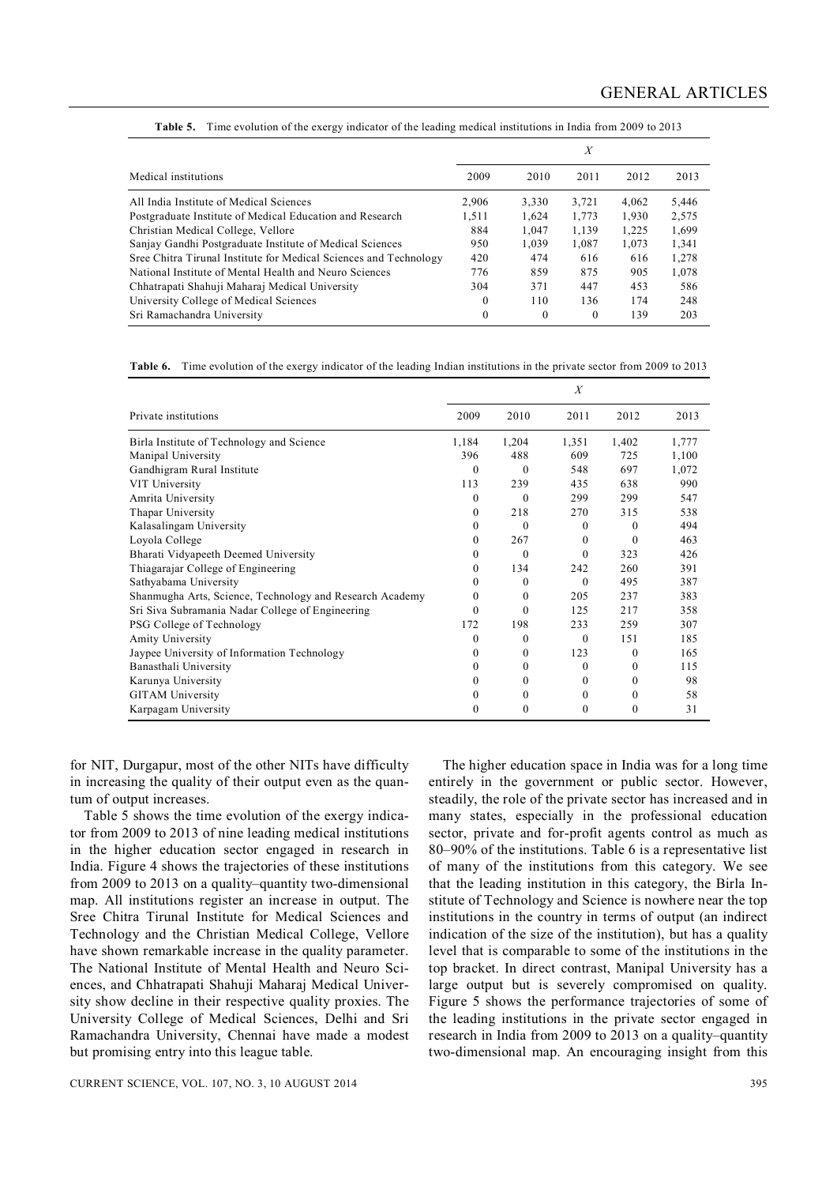**Table 5.** Time evolution of the exergy indicator of the leading medical institutions in India from 2009 to 2013

| | $X$ | | | | |
|---|---|---|---|---|---|
| Medical institutions | 2009 | 2010 | 2011 | 2012 | 2013 |
| All India Institute of Medical Sciences | 2,906 | 3,330 | 3,721 | 4,062 | 5,446 |
| Postgraduate Institute of Medical Education and Research | 1,511 | 1,624 | 1,773 | 1,930 | 2,575 |
| Christian Medical College, Vellore | 884 | 1,047 | 1,139 | 1,225 | 1,699 |
| Sanjay Gandhi Postgraduate Institute of Medical Sciences | 950 | 1,039 | 1,087 | 1,073 | 1,341 |
| Sree Chitra Tirunal Institute for Medical Sciences and Technology | 420 | 474 | 616 | 616 | 1,278 |
| National Institute of Mental Health and Neuro Sciences | 776 | 859 | 875 | 905 | 1,078 |
| Chhatrapati Shahuji Maharaj Medical University | 304 | 371 | 447 | 453 | 586 |
| University College of Medical Sciences | 0 | 110 | 136 | 174 | 248 |
| Sri Ramachandra University | 0 | 0 | 0 | 139 | 203 |

**Table 6.** Time evolution of the exergy indicator of the leading Indian institutions in the private sector from 2009 to 2013

| | $X$ | | | | |
|---|---|---|---|---|---|
| Private institutions | 2009 | 2010 | 2011 | 2012 | 2013 |
| Birla Institute of Technology and Science | 1,184 | 1,204 | 1,351 | 1,402 | 1,777 |
| Manipal University | 396 | 488 | 609 | 725 | 1,100 |
| Gandhigram Rural Institute | 0 | 0 | 548 | 697 | 1,072 |
| VIT University | 113 | 239 | 435 | 638 | 990 |
| Amrita University | 0 | 0 | 299 | 299 | 547 |
| Thapar University | 0 | 218 | 270 | 315 | 538 |
| Kalasalingam University | 0 | 0 | 0 | 0 | 494 |
| Loyola College | 0 | 267 | 0 | 0 | 463 |
| Bharati Vidyapeeth Deemed University | 0 | 0 | 0 | 323 | 426 |
| Thiagarajar College of Engineering | 0 | 134 | 242 | 260 | 391 |
| Sathyabama University | 0 | 0 | 0 | 495 | 387 |
| Shanmugha Arts, Science, Technology and Research Academy | 0 | 0 | 205 | 237 | 383 |
| Sri Siva Subramania Nadar College of Engineering | 0 | 0 | 125 | 217 | 358 |
| PSG College of Technology | 172 | 198 | 233 | 259 | 307 |
| Amity University | 0 | 0 | 0 | 151 | 185 |
| Jaypee University of Information Technology | 0 | 0 | 123 | 0 | 165 |
| Banasthali University | 0 | 0 | 0 | 0 | 115 |
| Karunya University | 0 | 0 | 0 | 0 | 98 |
| GITAM University | 0 | 0 | 0 | 0 | 58 |
| Karpagam University | 0 | 0 | 0 | 0 | 31 |

for NIT, Durgapur, most of the other NITs have difficulty in increasing the quality of their output even as the quantum of output increases.

Table 5 shows the time evolution of the exergy indicator from 2009 to 2013 of nine leading medical institutions in the higher education sector engaged in research in India. Figure 4 shows the trajectories of these institutions from 2009 to 2013 on a quality–quantity two-dimensional map. All institutions register an increase in output. The Sree Chitra Tirunal Institute for Medical Sciences and Technology and the Christian Medical College, Vellore have shown remarkable increase in the quality parameter. The National Institute of Mental Health and Neuro Sciences, and Chhatrapati Shahuji Maharaj Medical University show decline in their respective quality proxies. The University College of Medical Sciences, Delhi and Sri Ramachandra University, Chennai have made a modest but promising entry into this league table.

The higher education space in India was for a long time entirely in the government or public sector. However, steadily, the role of the private sector has increased and in many states, especially in the professional education sector, private and for-profit agents control as much as 80–90% of the institutions. Table 6 is a representative list of many of the institutions from this category. We see that the leading institution in this category, the Birla Institute of Technology and Science is nowhere near the top institutions in the country in terms of output (an indirect indication of the size of the institution), but has a quality level that is comparable to some of the institutions in the top bracket. In direct contrast, Manipal University has a large output but is severely compromised on quality. Figure 5 shows the performance trajectories of some of the leading institutions in the private sector engaged in research in India from 2009 to 2013 on a quality–quantity two-dimensional map. An encouraging insight from this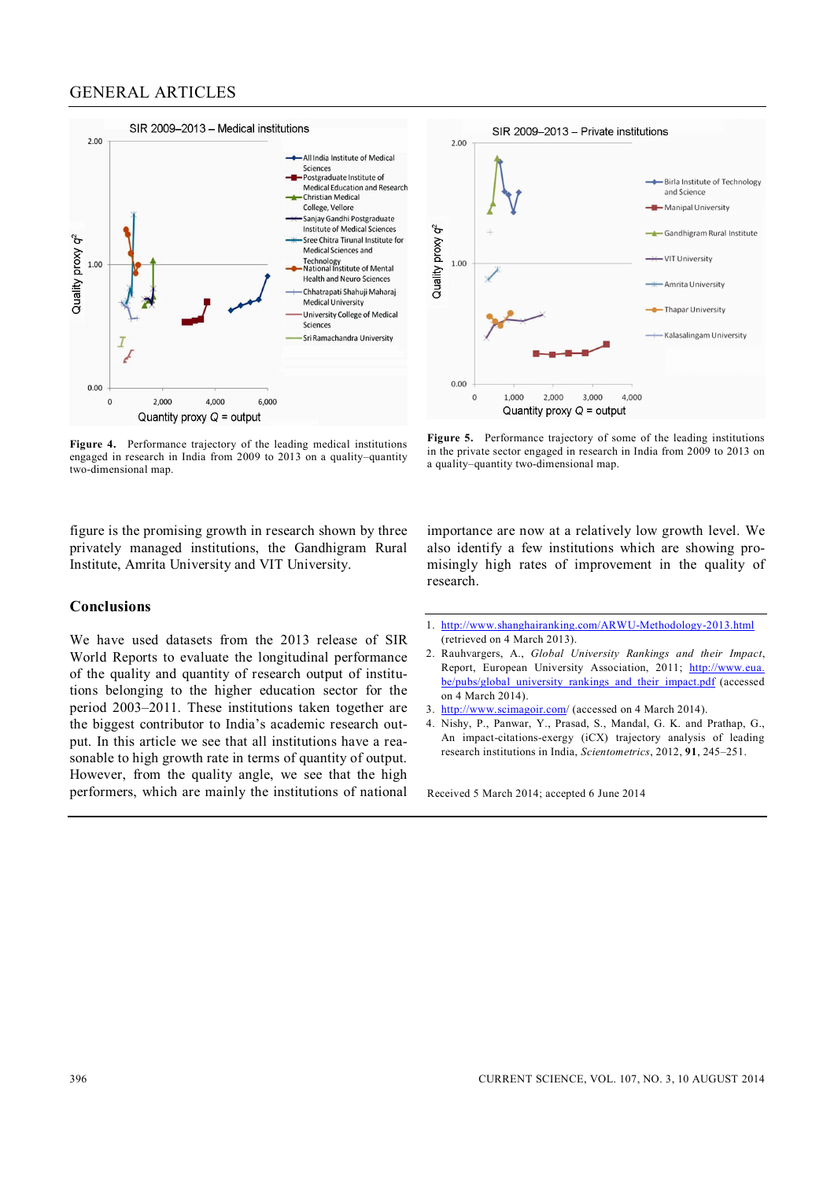SIR 2009–2013 – Medical institutions

2.00

1.00

0.00

0

2,000

4,000

6,000

Quality proxy $q^2$

Quantity proxy $Q$ = output

All India Institute of Medical Sciences

Postgraduate Institute of Medical Education and Research

Christian Medical College, Vellore

Sanjay Gandhi Postgraduate Institute of Medical Sciences

Sree Chitra Tirunal Institute for Medical Sciences and Technology

National Institute of Mental Health and Neuro Sciences

Chhatrapati Shahuji Maharaj Medical University

University College of Medical Sciences

Sri Ramachandra University

**Figure 4.** Performance trajectory of the leading medical institutions engaged in research in India from 2009 to 2013 on a quality–quantity two-dimensional map.

SIR 2009–2013 – Private institutions

2.00

1.00

0.00

0

1,000

2,000

3,000

4,000

Quality proxy $q^2$

Quantity proxy $Q$ = output

Birla Institute of Technology and Science

Manipal University

Gandhigram Rural Institute

VIT University

Amrita University

Thapar University

Kalasalingam University

**Figure 5.** Performance trajectory of some of the leading institutions in the private sector engaged in research in India from 2009 to 2013 on a quality–quantity two-dimensional map.

figure is the promising growth in research shown by three privately managed institutions, the Gandhigram Rural Institute, Amrita University and VIT University.

## Conclusions

We have used datasets from the 2013 release of SIR World Reports to evaluate the longitudinal performance of the quality and quantity of research output of institutions belonging to the higher education sector for the period 2003–2011. These institutions taken together are the biggest contributor to India's academic research output. In this article we see that all institutions have a reasonable to high growth rate in terms of quantity of output. However, from the quality angle, we see that the high performers, which are mainly the institutions of national importance are now at a relatively low growth level. We also identify a few institutions which are showing promisingly high rates of improvement in the quality of research.

1. http://www.shanghairanking.com/ARWU-Methodology-2013.html (retrieved on 4 March 2013).
2. Rauhvargers, A., *Global University Rankings and their Impact*, Report, European University Association, 2011; http://www.eua.be/pubs/global_university_rankings_and_their_impact.pdf (accessed on 4 March 2014).
3. http://www.scimagoir.com/ (accessed on 4 March 2014).
4. Nishy, P., Panwar, Y., Prasad, S., Mandal, G. K. and Prathap, G., An impact-citations-exergy (iCX) trajectory analysis of leading research institutions in India, *Scientometrics*, 2012, **91**, 245–251.

Received 5 March 2014; accepted 6 June 2014